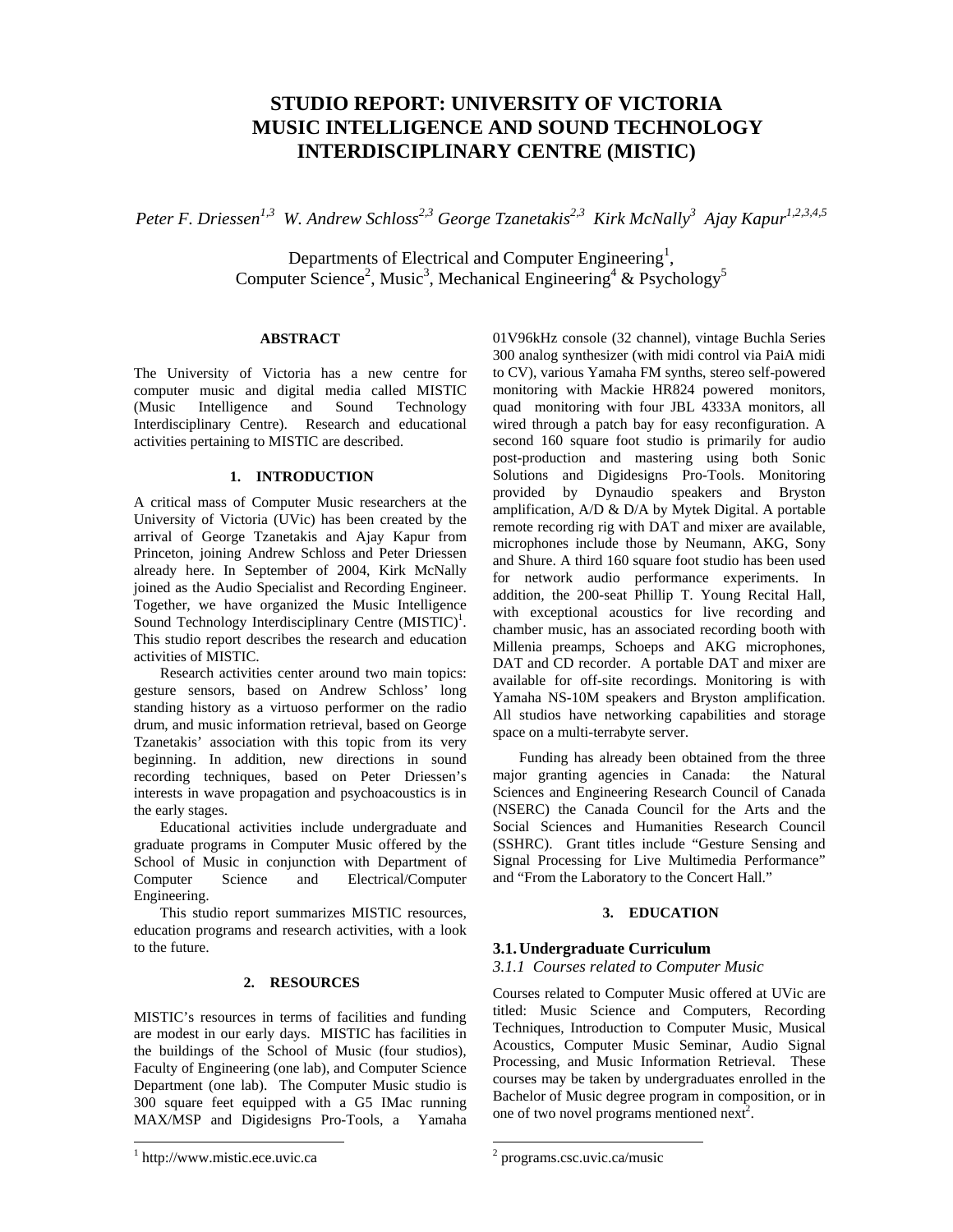# STUDIO REPORT: UNIVERSITY OF VICTORIA MUSIC INTELLIGENCE AND SOUND TECHNOLOGY INTERDISCIPLINARY CENTRE (MISTIC)

*Peter F. Driessen[1,3] W. Andrew Schloss[2,3] George Tzanetakis[2,3] Kirk McNally[3] Ajay Kapur[1,2,3,4,5]*

Departments of Electrical and Computer Engineering[1], Computer Science[2], Music[3], Mechanical Engineering[4] & Psychology[5]

## ABSTRACT

The University of Victoria has a new centre for computer music and digital media called MISTIC (Music Intelligence and Sound Technology Interdisciplinary Centre). Research and educational activities pertaining to MISTIC are described.

## 1. INTRODUCTION

A critical mass of Computer Music researchers at the University of Victoria (UVic) has been created by the arrival of George Tzanetakis and Ajay Kapur from Princeton, joining Andrew Schloss and Peter Driessen already here. In September of 2004, Kirk McNally joined as the Audio Specialist and Recording Engineer. Together, we have organized the Music Intelligence Sound Technology Interdisciplinary Centre (MISTIC)[1]. This studio report describes the research and education activities of MISTIC.

Research activities center around two main topics: gesture sensors, based on Andrew Schloss' long standing history as a virtuoso performer on the radio drum, and music information retrieval, based on George Tzanetakis' association with this topic from its very beginning. In addition, new directions in sound recording techniques, based on Peter Driessen's interests in wave propagation and psychoacoustics is in the early stages.

Educational activities include undergraduate and graduate programs in Computer Music offered by the School of Music in conjunction with Department of Computer Science and Electrical/Computer Engineering.

This studio report summarizes MISTIC resources, education programs and research activities, with a look to the future.

## 2. RESOURCES

MISTIC's resources in terms of facilities and funding are modest in our early days. MISTIC has facilities in the buildings of the School of Music (four studios), Faculty of Engineering (one lab), and Computer Science Department (one lab). The Computer Music studio is 300 square feet equipped with a G5 IMac running MAX/MSP and Digidesigns Pro-Tools, a Yamaha 01V96kHz console (32 channel), vintage Buchla Series 300 analog synthesizer (with midi control via PaiA midi to CV), various Yamaha FM synths, stereo self-powered monitoring with Mackie HR824 powered monitors, quad monitoring with four JBL 4333A monitors, all wired through a patch bay for easy reconfiguration. A second 160 square foot studio is primarily for audio post-production and mastering using both Sonic Solutions and Digidesigns Pro-Tools. Monitoring provided by Dynaudio speakers and Bryston amplification, A/D & D/A by Mytek Digital. A portable remote recording rig with DAT and mixer are available, microphones include those by Neumann, AKG, Sony and Shure. A third 160 square foot studio has been used for network audio performance experiments. In addition, the 200-seat Phillip T. Young Recital Hall, with exceptional acoustics for live recording and chamber music, has an associated recording booth with Millenia preamps, Schoeps and AKG microphones, DAT and CD recorder. A portable DAT and mixer are available for off-site recordings. Monitoring is with Yamaha NS-10M speakers and Bryston amplification. All studios have networking capabilities and storage space on a multi-terrabyte server.

Funding has already been obtained from the three major granting agencies in Canada: the Natural Sciences and Engineering Research Council of Canada (NSERC) the Canada Council for the Arts and the Social Sciences and Humanities Research Council (SSHRC). Grant titles include "Gesture Sensing and Signal Processing for Live Multimedia Performance" and "From the Laboratory to the Concert Hall."

## 3. EDUCATION

### 3.1. Undergraduate Curriculum

#### *3.1.1 Courses related to Computer Music*

Courses related to Computer Music offered at UVic are titled: Music Science and Computers, Recording Techniques, Introduction to Computer Music, Musical Acoustics, Computer Music Seminar, Audio Signal Processing, and Music Information Retrieval. These courses may be taken by undergraduates enrolled in the Bachelor of Music degree program in composition, or in one of two novel programs mentioned next[2].

---

[1] http://www.mistic.ece.uvic.ca

[2] programs.csc.uvic.ca/music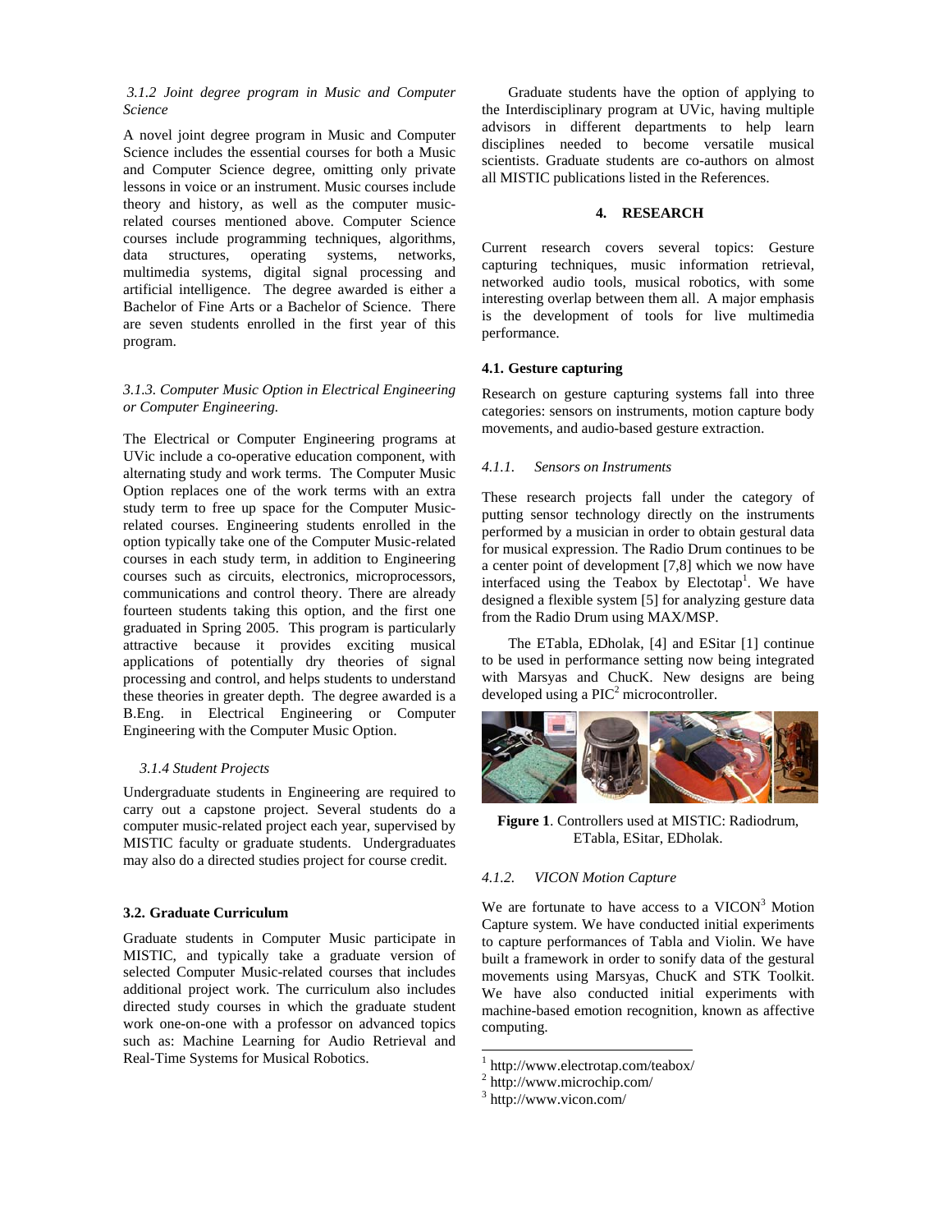#### 3.1.2 Joint degree program in Music and Computer Science

A novel joint degree program in Music and Computer Science includes the essential courses for both a Music and Computer Science degree, omitting only private lessons in voice or an instrument. Music courses include theory and history, as well as the computer music-related courses mentioned above. Computer Science courses include programming techniques, algorithms, data structures, operating systems, networks, multimedia systems, digital signal processing and artificial intelligence. The degree awarded is either a Bachelor of Fine Arts or a Bachelor of Science. There are seven students enrolled in the first year of this program.

#### 3.1.3. Computer Music Option in Electrical Engineering or Computer Engineering.

The Electrical or Computer Engineering programs at UVic include a co-operative education component, with alternating study and work terms. The Computer Music Option replaces one of the work terms with an extra study term to free up space for the Computer Music-related courses. Engineering students enrolled in the option typically take one of the Computer Music-related courses in each study term, in addition to Engineering courses such as circuits, electronics, microprocessors, communications and control theory. There are already fourteen students taking this option, and the first one graduated in Spring 2005. This program is particularly attractive because it provides exciting musical applications of potentially dry theories of signal processing and control, and helps students to understand these theories in greater depth. The degree awarded is a B.Eng. in Electrical Engineering or Computer Engineering with the Computer Music Option.

#### 3.1.4 Student Projects

Undergraduate students in Engineering are required to carry out a capstone project. Several students do a computer music-related project each year, supervised by MISTIC faculty or graduate students. Undergraduates may also do a directed studies project for course credit.

### 3.2. Graduate Curriculum

Graduate students in Computer Music participate in MISTIC, and typically take a graduate version of selected Computer Music-related courses that includes additional project work. The curriculum also includes directed study courses in which the graduate student work one-on-one with a professor on advanced topics such as: Machine Learning for Audio Retrieval and Real-Time Systems for Musical Robotics.

Graduate students have the option of applying to the Interdisciplinary program at UVic, having multiple advisors in different departments to help learn disciplines needed to become versatile musical scientists. Graduate students are co-authors on almost all MISTIC publications listed in the References.

## 4. RESEARCH

Current research covers several topics: Gesture capturing techniques, music information retrieval, networked audio tools, musical robotics, with some interesting overlap between them all. A major emphasis is the development of tools for live multimedia performance.

### 4.1. Gesture capturing

Research on gesture capturing systems fall into three categories: sensors on instruments, motion capture body movements, and audio-based gesture extraction.

#### 4.1.1. Sensors on Instruments

These research projects fall under the category of putting sensor technology directly on the instruments performed by a musician in order to obtain gestural data for musical expression. The Radio Drum continues to be a center point of development [7,8] which we now have interfaced using the Teabox by Electotap[1]. We have designed a flexible system [5] for analyzing gesture data from the Radio Drum using MAX/MSP.

The ETabla, EDholak, [4] and ESitar [1] continue to be used in performance setting now being integrated with Marsyas and ChucK. New designs are being developed using a PIC[2] microcontroller.

**Figure 1**. Controllers used at MISTIC: Radiodrum, ETabla, ESitar, EDholak.

#### 4.1.2. VICON Motion Capture

We are fortunate to have access to a VICON[3] Motion Capture system. We have conducted initial experiments to capture performances of Tabla and Violin. We have built a framework in order to sonify data of the gestural movements using Marsyas, ChucK and STK Toolkit. We have also conducted initial experiments with machine-based emotion recognition, known as affective computing.

---

[1] http://www.electrotap.com/teabox/

[2] http://www.microchip.com/

[3] http://www.vicon.com/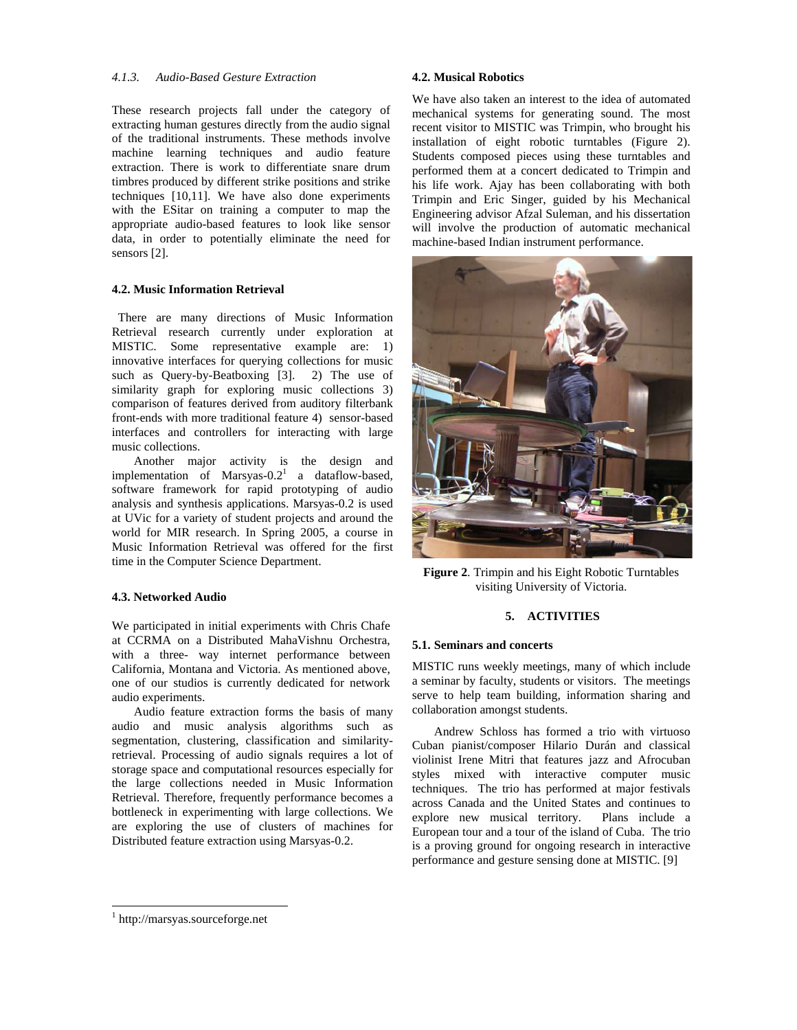#### 4.1.3. Audio-Based Gesture Extraction

These research projects fall under the category of extracting human gestures directly from the audio signal of the traditional instruments. These methods involve machine learning techniques and audio feature extraction. There is work to differentiate snare drum timbres produced by different strike positions and strike techniques [10,11]. We have also done experiments with the ESitar on training a computer to map the appropriate audio-based features to look like sensor data, in order to potentially eliminate the need for sensors [2].

### 4.2. Music Information Retrieval

There are many directions of Music Information Retrieval research currently under exploration at MISTIC. Some representative example are: 1) innovative interfaces for querying collections for music such as Query-by-Beatboxing [3]. 2) The use of similarity graph for exploring music collections 3) comparison of features derived from auditory filterbank front-ends with more traditional feature 4) sensor-based interfaces and controllers for interacting with large music collections.

Another major activity is the design and implementation of Marsyas-0.2[1] a dataflow-based, software framework for rapid prototyping of audio analysis and synthesis applications. Marsyas-0.2 is used at UVic for a variety of student projects and around the world for MIR research. In Spring 2005, a course in Music Information Retrieval was offered for the first time in the Computer Science Department.

### 4.3. Networked Audio

We participated in initial experiments with Chris Chafe at CCRMA on a Distributed MahaVishnu Orchestra, with a three- way internet performance between California, Montana and Victoria. As mentioned above, one of our studios is currently dedicated for network audio experiments.

Audio feature extraction forms the basis of many audio and music analysis algorithms such as segmentation, clustering, classification and similarity-retrieval. Processing of audio signals requires a lot of storage space and computational resources especially for the large collections needed in Music Information Retrieval. Therefore, frequently performance becomes a bottleneck in experimenting with large collections. We are exploring the use of clusters of machines for Distributed feature extraction using Marsyas-0.2.

### 4.2. Musical Robotics

We have also taken an interest to the idea of automated mechanical systems for generating sound. The most recent visitor to MISTIC was Trimpin, who brought his installation of eight robotic turntables (Figure 2). Students composed pieces using these turntables and performed them at a concert dedicated to Trimpin and his life work. Ajay has been collaborating with both Trimpin and Eric Singer, guided by his Mechanical Engineering advisor Afzal Suleman, and his dissertation will involve the production of automatic mechanical machine-based Indian instrument performance.

**Figure 2**. Trimpin and his Eight Robotic Turntables visiting University of Victoria.

## 5. ACTIVITIES

### 5.1. Seminars and concerts

MISTIC runs weekly meetings, many of which include a seminar by faculty, students or visitors. The meetings serve to help team building, information sharing and collaboration amongst students.

Andrew Schloss has formed a trio with virtuoso Cuban pianist/composer Hilario Durán and classical violinist Irene Mitri that features jazz and Afrocuban styles mixed with interactive computer music techniques. The trio has performed at major festivals across Canada and the United States and continues to explore new musical territory. Plans include a European tour and a tour of the island of Cuba. The trio is a proving ground for ongoing research in interactive performance and gesture sensing done at MISTIC. [9]

[1] http://marsyas.sourceforge.net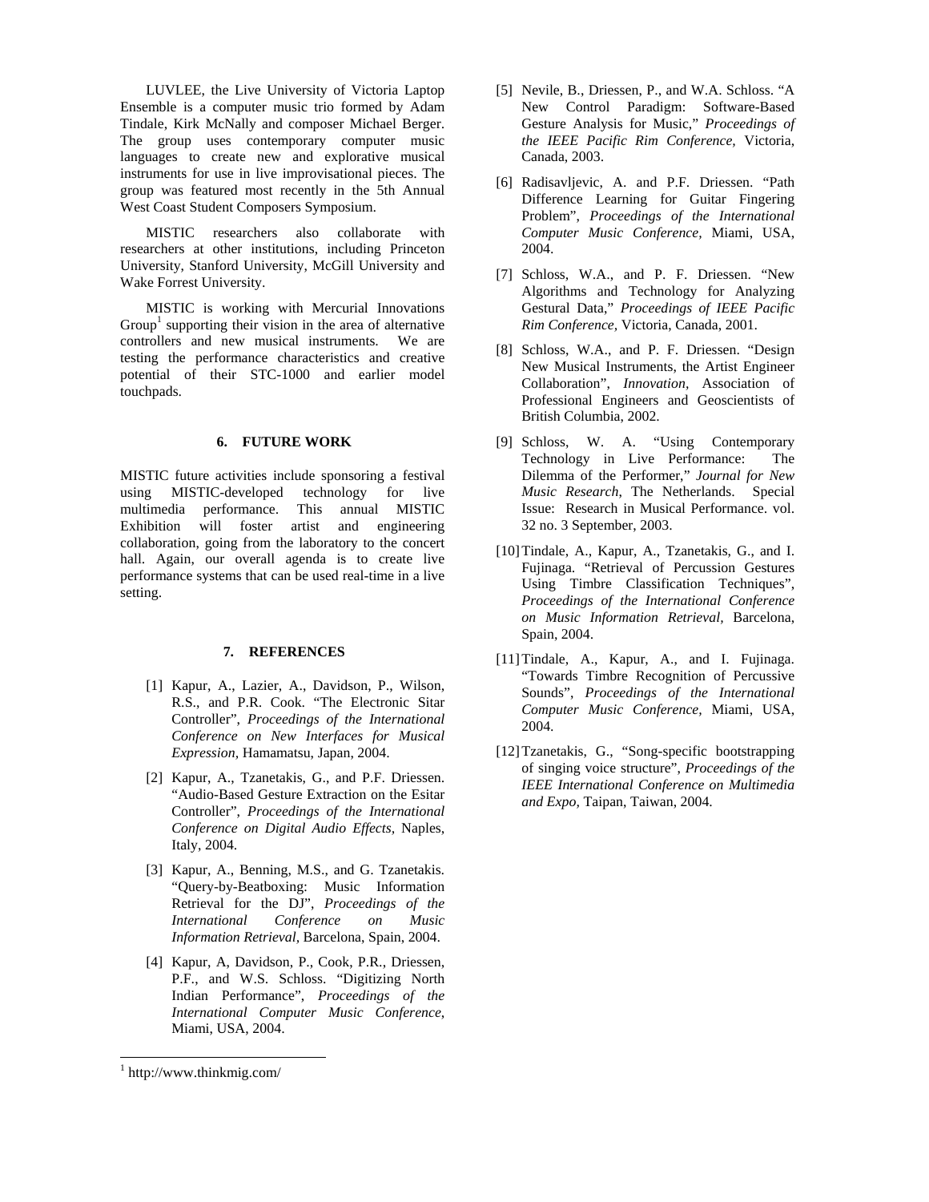LUVLEE, the Live University of Victoria Laptop Ensemble is a computer music trio formed by Adam Tindale, Kirk McNally and composer Michael Berger. The group uses contemporary computer music languages to create new and explorative musical instruments for use in live improvisational pieces. The group was featured most recently in the 5th Annual West Coast Student Composers Symposium.

MISTIC researchers also collaborate with researchers at other institutions, including Princeton University, Stanford University, McGill University and Wake Forrest University.

MISTIC is working with Mercurial Innovations Group[1] supporting their vision in the area of alternative controllers and new musical instruments. We are testing the performance characteristics and creative potential of their STC-1000 and earlier model touchpads.

## 6. FUTURE WORK

MISTIC future activities include sponsoring a festival using MISTIC-developed technology for live multimedia performance. This annual MISTIC Exhibition will foster artist and engineering collaboration, going from the laboratory to the concert hall. Again, our overall agenda is to create live performance systems that can be used real-time in a live setting.

## 7. REFERENCES

[1] Kapur, A., Lazier, A., Davidson, P., Wilson, R.S., and P.R. Cook. "The Electronic Sitar Controller", *Proceedings of the International Conference on New Interfaces for Musical Expression*, Hamamatsu, Japan, 2004.

[2] Kapur, A., Tzanetakis, G., and P.F. Driessen. "Audio-Based Gesture Extraction on the Esitar Controller", *Proceedings of the International Conference on Digital Audio Effects*, Naples, Italy, 2004.

[3] Kapur, A., Benning, M.S., and G. Tzanetakis. "Query-by-Beatboxing: Music Information Retrieval for the DJ", *Proceedings of the International Conference on Music Information Retrieval*, Barcelona, Spain, 2004.

[4] Kapur, A, Davidson, P., Cook, P.R., Driessen, P.F., and W.S. Schloss. "Digitizing North Indian Performance", *Proceedings of the International Computer Music Conference*, Miami, USA, 2004.

[5] Nevile, B., Driessen, P., and W.A. Schloss. "A New Control Paradigm: Software-Based Gesture Analysis for Music," *Proceedings of the IEEE Pacific Rim Conference*, Victoria, Canada, 2003.

[6] Radisavljevic, A. and P.F. Driessen. "Path Difference Learning for Guitar Fingering Problem", *Proceedings of the International Computer Music Conference*, Miami, USA, 2004.

[7] Schloss, W.A., and P. F. Driessen. "New Algorithms and Technology for Analyzing Gestural Data," *Proceedings of IEEE Pacific Rim Conference*, Victoria, Canada, 2001.

[8] Schloss, W.A., and P. F. Driessen. "Design New Musical Instruments, the Artist Engineer Collaboration", *Innovation*, Association of Professional Engineers and Geoscientists of British Columbia, 2002.

[9] Schloss, W. A. "Using Contemporary Technology in Live Performance: The Dilemma of the Performer," *Journal for New Music Research*, The Netherlands. Special Issue: Research in Musical Performance. vol. 32 no. 3 September, 2003.

[10] Tindale, A., Kapur, A., Tzanetakis, G., and I. Fujinaga. "Retrieval of Percussion Gestures Using Timbre Classification Techniques", *Proceedings of the International Conference on Music Information Retrieval*, Barcelona, Spain, 2004.

[11] Tindale, A., Kapur, A., and I. Fujinaga. "Towards Timbre Recognition of Percussive Sounds", *Proceedings of the International Computer Music Conference*, Miami, USA, 2004.

[12] Tzanetakis, G., "Song-specific bootstrapping of singing voice structure", *Proceedings of the IEEE International Conference on Multimedia and Expo*, Taipan, Taiwan, 2004.

[1] http://www.thinkmig.com/